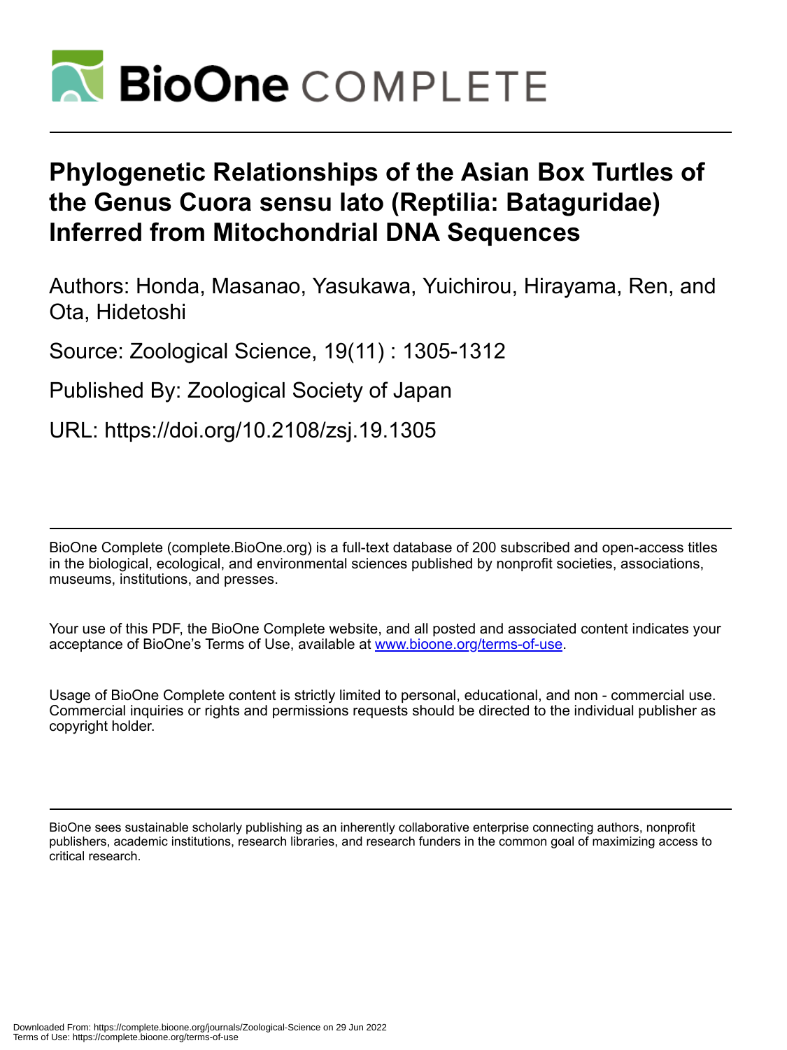# Phylogenetic Relationships of the Asian Box Turtles of the Genus Cuora sensu lato (Reptilia: Bataguridae) Inferred from Mitochondrial DNA Sequences

Authors: Honda, Masanao, Yasukawa, Yuichirou, Hirayama, Ren, and Ota, Hidetoshi

Source: Zoological Science, 19(11) : 1305-1312

Published By: Zoological Society of Japan

URL: https://doi.org/10.2108/zsj.19.1305

BioOne Complete (complete.BioOne.org) is a full-text database of 200 subscribed and open-access titles in the biological, ecological, and environmental sciences published by nonprofit societies, associations, museums, institutions, and presses.

Your use of this PDF, the BioOne Complete website, and all posted and associated content indicates your acceptance of BioOne's Terms of Use, available at www.bioone.org/terms-of-use.

Usage of BioOne Complete content is strictly limited to personal, educational, and non - commercial use. Commercial inquiries or rights and permissions requests should be directed to the individual publisher as copyright holder.

BioOne sees sustainable scholarly publishing as an inherently collaborative enterprise connecting authors, nonprofit publishers, academic institutions, research libraries, and research funders in the common goal of maximizing access to critical research.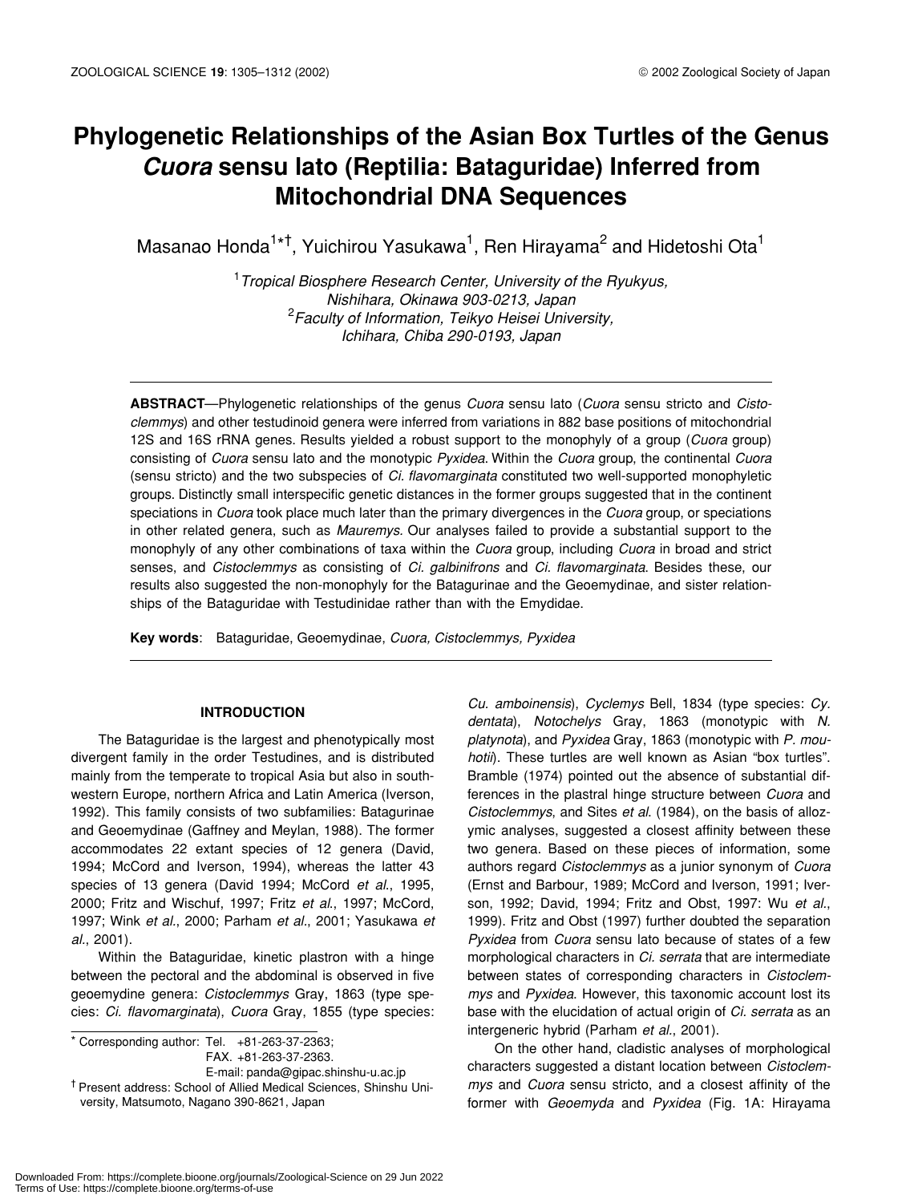# Phylogenetic Relationships of the Asian Box Turtles of the Genus *Cuora* sensu lato (Reptilia: Bataguridae) Inferred from Mitochondrial DNA Sequences

Masanao Honda[1*†], Yuichirou Yasukawa[1], Ren Hirayama[2] and Hidetoshi Ota[1]

[1]*Tropical Biosphere Research Center, University of the Ryukyus, Nishihara, Okinawa 903-0213, Japan*
[2]*Faculty of Information, Teikyo Heisei University, Ichihara, Chiba 290-0193, Japan*

**ABSTRACT**—Phylogenetic relationships of the genus *Cuora* sensu lato (*Cuora* sensu stricto and *Cistoclemmys*) and other testudinoid genera were inferred from variations in 882 base positions of mitochondrial 12S and 16S rRNA genes. Results yielded a robust support to the monophyly of a group (*Cuora* group) consisting of *Cuora* sensu lato and the monotypic *Pyxidea*. Within the *Cuora* group, the continental *Cuora* (sensu stricto) and the two subspecies of *Ci. flavomarginata* constituted two well-supported monophyletic groups. Distinctly small interspecific genetic distances in the former groups suggested that in the continent speciations in *Cuora* took place much later than the primary divergences in the *Cuora* group, or speciations in other related genera, such as *Mauremys*. Our analyses failed to provide a substantial support to the monophyly of any other combinations of taxa within the *Cuora* group, including *Cuora* in broad and strict senses, and *Cistoclemmys* as consisting of *Ci. galbinifrons* and *Ci. flavomarginata*. Besides these, our results also suggested the non-monophyly for the Batagurinae and the Geoemydinae, and sister relationships of the Bataguridae with Testudinidae rather than with the Emydidae.

**Key words**: Bataguridae, Geoemydinae, *Cuora, Cistoclemmys, Pyxidea*

## INTRODUCTION

The Bataguridae is the largest and phenotypically most divergent family in the order Testudines, and is distributed mainly from the temperate to tropical Asia but also in southwestern Europe, northern Africa and Latin America (Iverson, 1992). This family consists of two subfamilies: Batagurinae and Geoemydinae (Gaffney and Meylan, 1988). The former accommodates 22 extant species of 12 genera (David, 1994; McCord and Iverson, 1994), whereas the latter 43 species of 13 genera (David 1994; McCord *et al.*, 1995, 2000; Fritz and Wischuf, 1997; Fritz *et al.*, 1997; McCord, 1997; Wink *et al.*, 2000; Parham *et al.*, 2001; Yasukawa *et al.*, 2001).

Within the Bataguridae, kinetic plastron with a hinge between the pectoral and the abdominal is observed in five geoemydine genera: *Cistoclemmys* Gray, 1863 (type species: *Ci. flavomarginata*), *Cuora* Gray, 1855 (type species: *Cu. amboinensis*), *Cyclemys* Bell, 1834 (type species: *Cy. dentata*), *Notochelys* Gray, 1863 (monotypic with *N. platynota*), and *Pyxidea* Gray, 1863 (monotypic with *P. mouhotii*). These turtles are well known as Asian "box turtles". Bramble (1974) pointed out the absence of substantial differences in the plastral hinge structure between *Cuora* and *Cistoclemmys*, and Sites *et al.* (1984), on the basis of allozymic analyses, suggested a closest affinity between these two genera. Based on these pieces of information, some authors regard *Cistoclemmys* as a junior synonym of *Cuora* (Ernst and Barbour, 1989; McCord and Iverson, 1991; Iverson, 1992; David, 1994; Fritz and Obst, 1997: Wu *et al.*, 1999). Fritz and Obst (1997) further doubted the separation *Pyxidea* from *Cuora* sensu lato because of states of a few morphological characters in *Ci. serrata* that are intermediate between states of corresponding characters in *Cistoclemmys* and *Pyxidea*. However, this taxonomic account lost its base with the elucidation of actual origin of *Ci. serrata* as an intergeneric hybrid (Parham *et al.*, 2001).

On the other hand, cladistic analyses of morphological characters suggested a distant location between *Cistoclemmys* and *Cuora* sensu stricto, and a closest affinity of the former with *Geoemyda* and *Pyxidea* (Fig. 1A: Hirayama

\* Corresponding author: Tel. +81-263-37-2363;
FAX. +81-263-37-2363.
E-mail: panda@gipac.shinshu-u.ac.jp

† Present address: School of Allied Medical Sciences, Shinshu University, Matsumoto, Nagano 390-8621, Japan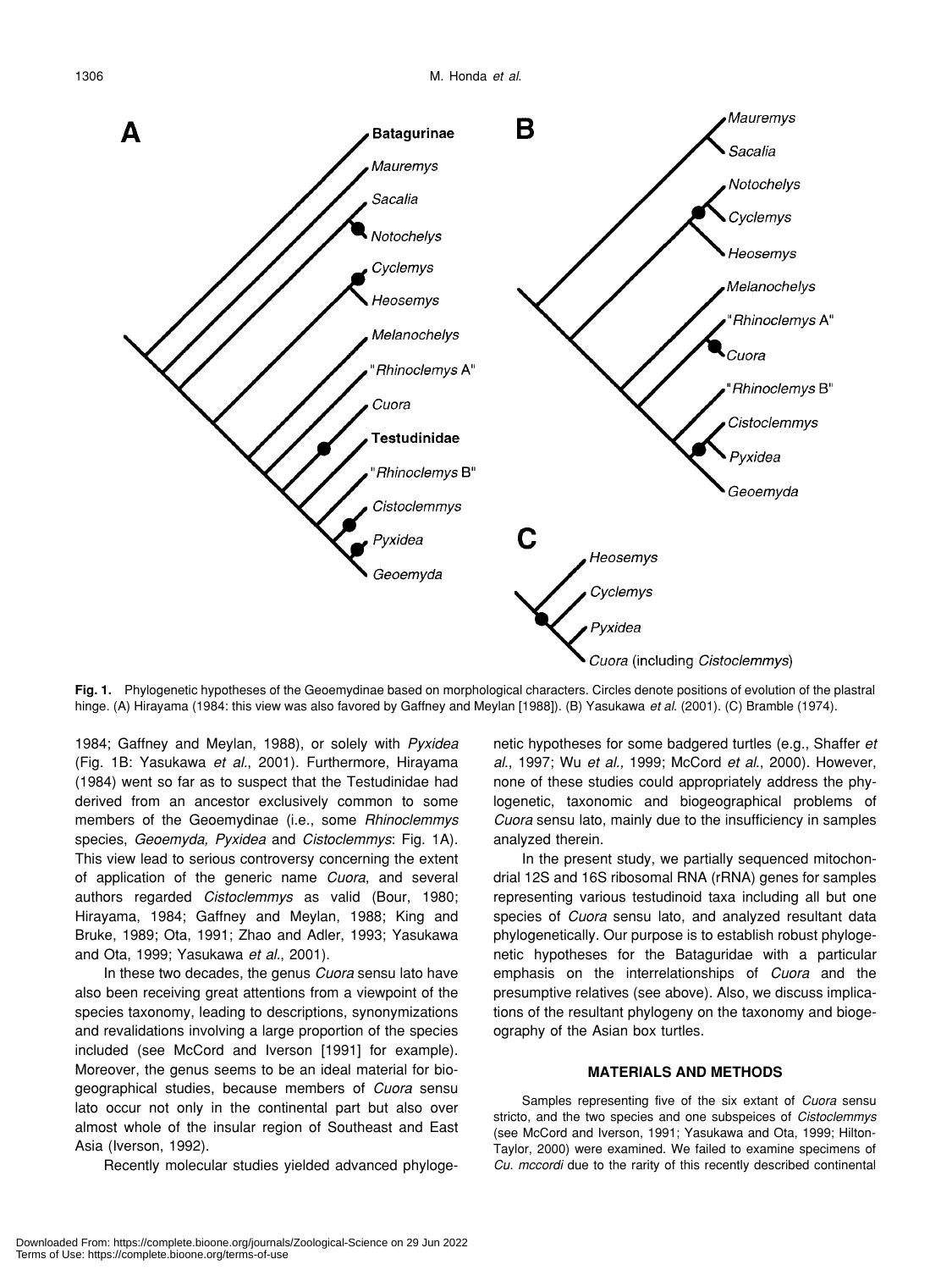**Fig. 1.** Phylogenetic hypotheses of the Geoemydinae based on morphological characters. Circles denote positions of evolution of the plastral hinge. (A) Hirayama (1984: this view was also favored by Gaffney and Meylan [1988]). (B) Yasukawa *et al.* (2001). (C) Bramble (1974).

1984; Gaffney and Meylan, 1988), or solely with *Pyxidea* (Fig. 1B: Yasukawa *et al.*, 2001). Furthermore, Hirayama (1984) went so far as to suspect that the Testudinidae had derived from an ancestor exclusively common to some members of the Geoemydinae (i.e., some *Rhinoclemmys* species, *Geoemyda, Pyxidea* and *Cistoclemmys*: Fig. 1A). This view lead to serious controversy concerning the extent of application of the generic name *Cuora*, and several authors regarded *Cistoclemmys* as valid (Bour, 1980; Hirayama, 1984; Gaffney and Meylan, 1988; King and Bruke, 1989; Ota, 1991; Zhao and Adler, 1993; Yasukawa and Ota, 1999; Yasukawa *et al.*, 2001).

In these two decades, the genus *Cuora* sensu lato have also been receiving great attentions from a viewpoint of the species taxonomy, leading to descriptions, synonymizations and revalidations involving a large proportion of the species included (see McCord and Iverson [1991] for example). Moreover, the genus seems to be an ideal material for biogeographical studies, because members of *Cuora* sensu lato occur not only in the continental part but also over almost whole of the insular region of Southeast and East Asia (Iverson, 1992).

Recently molecular studies yielded advanced phylogenetic hypotheses for some badgered turtles (e.g., Shaffer *et al.*, 1997; Wu *et al.,* 1999; McCord *et al.*, 2000). However, none of these studies could appropriately address the phylogenetic, taxonomic and biogeographical problems of *Cuora* sensu lato, mainly due to the insufficiency in samples analyzed therein.

In the present study, we partially sequenced mitochondrial 12S and 16S ribosomal RNA (rRNA) genes for samples representing various testudinoid taxa including all but one species of *Cuora* sensu lato, and analyzed resultant data phylogenetically. Our purpose is to establish robust phylogenetic hypotheses for the Bataguridae with a particular emphasis on the interrelationships of *Cuora* and the presumptive relatives (see above). Also, we discuss implications of the resultant phylogeny on the taxonomy and biogeography of the Asian box turtles.

## MATERIALS AND METHODS

Samples representing five of the six extant of *Cuora* sensu stricto, and the two species and one subspeices of *Cistoclemmys* (see McCord and Iverson, 1991; Yasukawa and Ota, 1999; Hilton-Taylor, 2000) were examined. We failed to examine specimens of *Cu. mccordi* due to the rarity of this recently described continental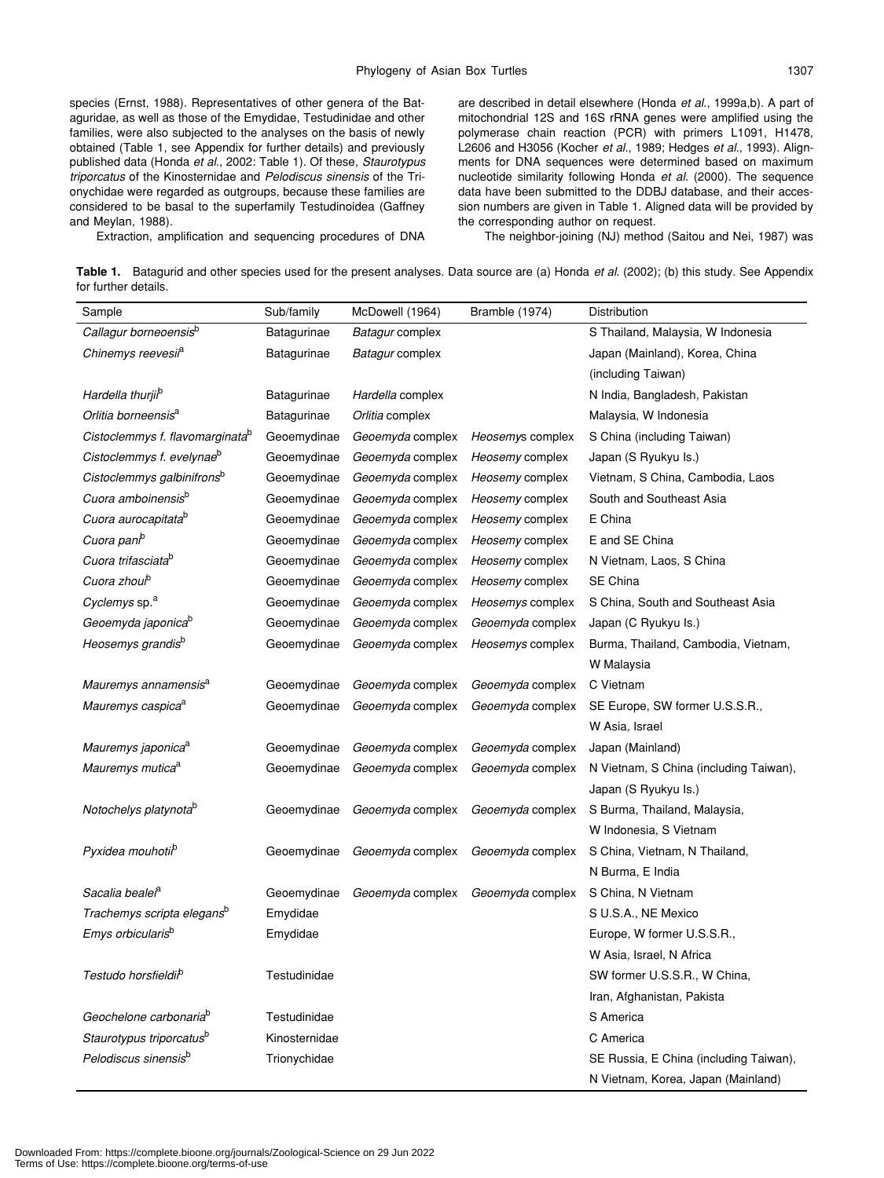species (Ernst, 1988). Representatives of other genera of the Bataguridae, as well as those of the Emydidae, Testudinidae and other families, were also subjected to the analyses on the basis of newly obtained (Table 1, see Appendix for further details) and previously published data (Honda *et al.*, 2002: Table 1). Of these, *Staurotypus triporcatus* of the Kinosternidae and *Pelodiscus sinensis* of the Trionychidae were regarded as outgroups, because these families are considered to be basal to the superfamily Testudinoidea (Gaffney and Meylan, 1988).

Extraction, amplification and sequencing procedures of DNA are described in detail elsewhere (Honda *et al.*, 1999a,b). A part of mitochondrial 12S and 16S rRNA genes were amplified using the polymerase chain reaction (PCR) with primers L1091, H1478, L2606 and H3056 (Kocher *et al.*, 1989; Hedges *et al.*, 1993). Alignments for DNA sequences were determined based on maximum nucleotide similarity following Honda *et al.* (2000). The sequence data have been submitted to the DDBJ database, and their accession numbers are given in Table 1. Aligned data will be provided by the corresponding author on request.

The neighbor-joining (NJ) method (Saitou and Nei, 1987) was

**Table 1.** Batagurid and other species used for the present analyses. Data source are (a) Honda *et al.* (2002); (b) this study. See Appendix for further details.

| Sample | Sub/family | McDowell (1964) | Bramble (1974) | Distribution |
|---|---|---|---|---|
| *Callagur borneoensis*[b] | Batagurinae | *Batagur* complex | | S Thailand, Malaysia, W Indonesia |
| *Chinemys reevesii*[a] | Batagurinae | *Batagur* complex | | Japan (Mainland), Korea, China (including Taiwan) |
| *Hardella thurjii*[b] | Batagurinae | *Hardella* complex | | N India, Bangladesh, Pakistan |
| *Orlitia borneensis*[a] | Batagurinae | *Orlitia* complex | | Malaysia, W Indonesia |
| *Cistoclemmys f. flavomarginata*[b] | Geoemydinae | *Geoemyda* complex | *Heosemy*s complex | S China (including Taiwan) |
| *Cistoclemmys f. evelynae*[b] | Geoemydinae | *Geoemyda* complex | *Heosemy* complex | Japan (S Ryukyu Is.) |
| *Cistoclemmys galbinifrons*[b] | Geoemydinae | *Geoemyda* complex | *Heosemy* complex | Vietnam, S China, Cambodia, Laos |
| *Cuora amboinensis*[b] | Geoemydinae | *Geoemyda* complex | *Heosemy* complex | South and Southeast Asia |
| *Cuora aurocapitata*[b] | Geoemydinae | *Geoemyda* complex | *Heosemy* complex | E China |
| *Cuora pani*[b] | Geoemydinae | *Geoemyda* complex | *Heosemy* complex | E and SE China |
| *Cuora trifasciata*[b] | Geoemydinae | *Geoemyda* complex | *Heosemy* complex | N Vietnam, Laos, S China |
| *Cuora zhoui*[b] | Geoemydinae | *Geoemyda* complex | *Heosemy* complex | SE China |
| *Cyclemys* sp.[a] | Geoemydinae | *Geoemyda* complex | *Heosemys* complex | S China, South and Southeast Asia |
| *Geoemyda japonica*[b] | Geoemydinae | *Geoemyda* complex | *Geoemyda* complex | Japan (C Ryukyu Is.) |
| *Heosemys grandis*[b] | Geoemydinae | *Geoemyda* complex | *Heosemys* complex | Burma, Thailand, Cambodia, Vietnam, W Malaysia |
| *Mauremys annamensis*[a] | Geoemydinae | *Geoemyda* complex | *Geoemyda* complex | C Vietnam |
| *Mauremys caspica*[a] | Geoemydinae | *Geoemyda* complex | *Geoemyda* complex | SE Europe, SW former U.S.S.R., W Asia, Israel |
| *Mauremys japonica*[a] | Geoemydinae | *Geoemyda* complex | *Geoemyda* complex | Japan (Mainland) |
| *Mauremys mutica*[a] | Geoemydinae | *Geoemyda* complex | *Geoemyda* complex | N Vietnam, S China (including Taiwan), Japan (S Ryukyu Is.) |
| *Notochelys platynota*[b] | Geoemydinae | *Geoemyda* complex | *Geoemyda* complex | S Burma, Thailand, Malaysia, W Indonesia, S Vietnam |
| *Pyxidea mouhotii*[b] | Geoemydinae | *Geoemyda* complex | *Geoemyda* complex | S China, Vietnam, N Thailand, N Burma, E India |
| *Sacalia bealei*[a] | Geoemydinae | *Geoemyda* complex | *Geoemyda* complex | S China, N Vietnam |
| *Trachemys scripta elegans*[b] | Emydidae | | | S U.S.A., NE Mexico |
| *Emys orbicularis*[b] | Emydidae | | | Europe, W former U.S.S.R., W Asia, Israel, N Africa |
| *Testudo horsfieldii*[b] | Testudinidae | | | SW former U.S.S.R., W China, Iran, Afghanistan, Pakista |
| *Geochelone carbonaria*[b] | Testudinidae | | | S America |
| *Staurotypus triporcatus*[b] | Kinosternidae | | | C America |
| *Pelodiscus sinensis*[b] | Trionychidae | | | SE Russia, E China (including Taiwan), N Vietnam, Korea, Japan (Mainland) |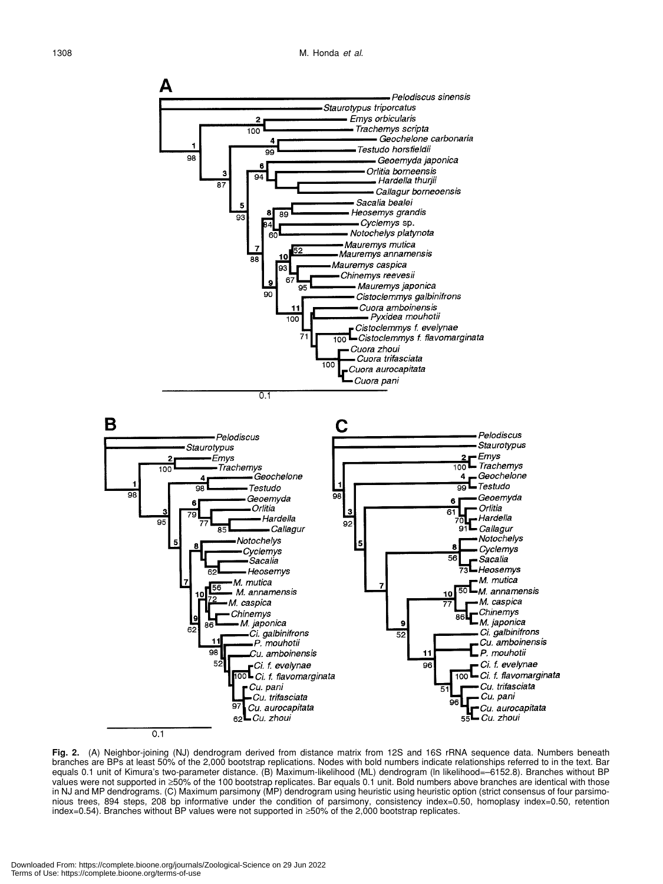**Fig. 2.** (A) Neighbor-joining (NJ) dendrogram derived from distance matrix from 12S and 16S rRNA sequence data. Numbers beneath branches are BPs at least 50% of the 2,000 bootstrap replications. Nodes with bold numbers indicate relationships referred to in the text. Bar equals 0.1 unit of Kimura's two-parameter distance. (B) Maximum-likelihood (ML) dendrogram (ln likelihood=–6152.8). Branches without BP values were not supported in ≥50% of the 100 bootstrap replicates. Bar equals 0.1 unit. Bold numbers above branches are identical with those in NJ and MP dendrograms. (C) Maximum parsimony (MP) dendrogram using heuristic using heuristic option (strict consensus of four parsimonious trees, 894 steps, 208 bp informative under the condition of parsimony, consistency index=0.50, homoplasy index=0.50, retention index=0.54). Branches without BP values were not supported in ≥50% of the 2,000 bootstrap replicates.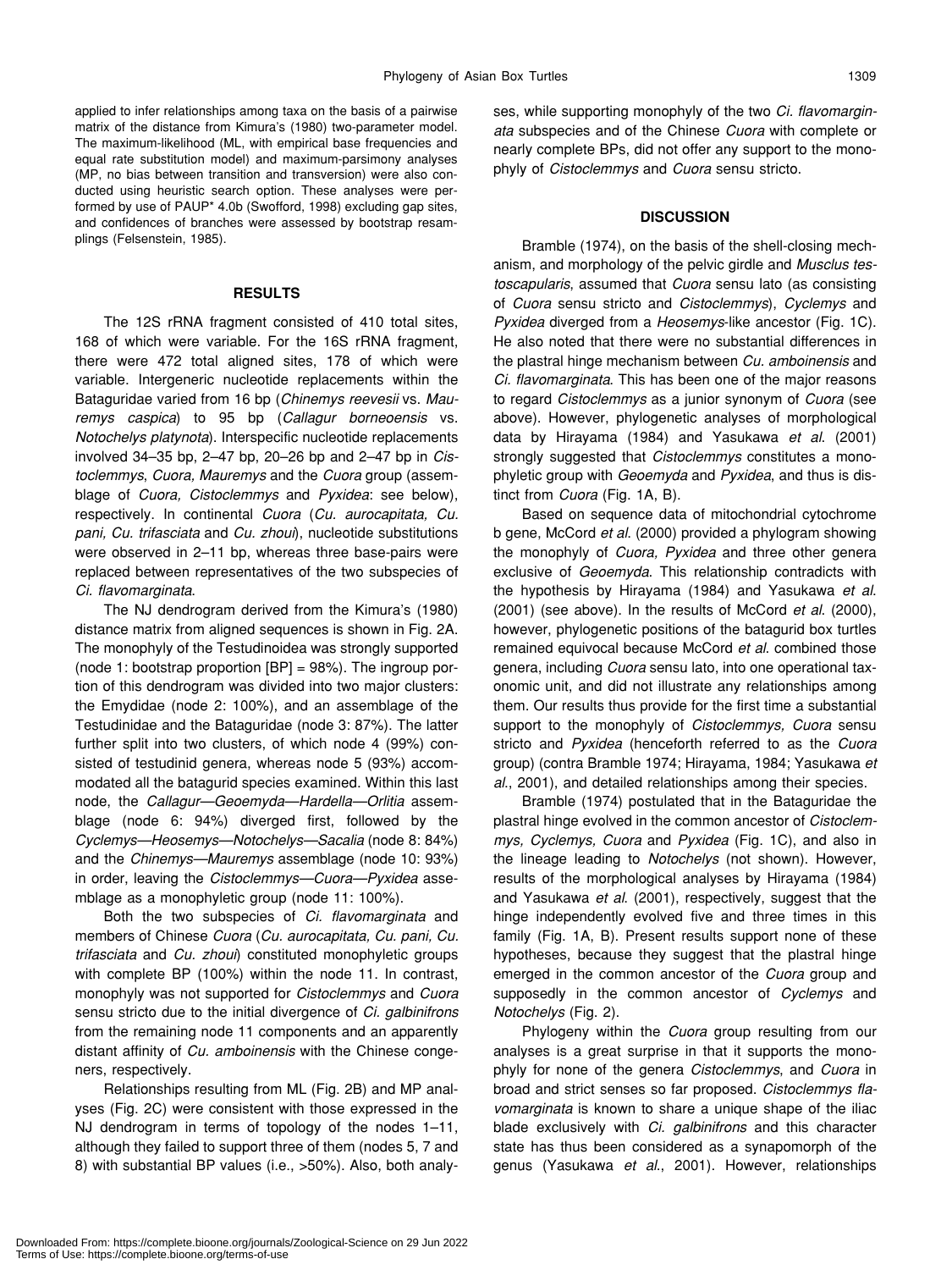applied to infer relationships among taxa on the basis of a pairwise matrix of the distance from Kimura's (1980) two-parameter model. The maximum-likelihood (ML, with empirical base frequencies and equal rate substitution model) and maximum-parsimony analyses (MP, no bias between transition and transversion) were also conducted using heuristic search option. These analyses were performed by use of PAUP* 4.0b (Swofford, 1998) excluding gap sites, and confidences of branches were assessed by bootstrap resamplings (Felsenstein, 1985).

## RESULTS

The 12S rRNA fragment consisted of 410 total sites, 168 of which were variable. For the 16S rRNA fragment, there were 472 total aligned sites, 178 of which were variable. Intergeneric nucleotide replacements within the Bataguridae varied from 16 bp (*Chinemys reevesii* vs. *Mauremys caspica*) to 95 bp (*Callagur borneoensis* vs. *Notochelys platynota*). Interspecific nucleotide replacements involved 34–35 bp, 2–47 bp, 20–26 bp and 2–47 bp in *Cistoclemmys*, *Cuora, Mauremys* and the *Cuora* group (assemblage of *Cuora, Cistoclemmys* and *Pyxidea*: see below), respectively. In continental *Cuora* (*Cu. aurocapitata, Cu. pani, Cu. trifasciata* and *Cu. zhoui*), nucleotide substitutions were observed in 2–11 bp, whereas three base-pairs were replaced between representatives of the two subspecies of *Ci. flavomarginata*.

The NJ dendrogram derived from the Kimura's (1980) distance matrix from aligned sequences is shown in Fig. 2A. The monophyly of the Testudinoidea was strongly supported (node 1: bootstrap proportion [BP] = 98%). The ingroup portion of this dendrogram was divided into two major clusters: the Emydidae (node 2: 100%), and an assemblage of the Testudinidae and the Bataguridae (node 3: 87%). The latter further split into two clusters, of which node 4 (99%) consisted of testudinid genera, whereas node 5 (93%) accommodated all the batagurid species examined. Within this last node, the *Callagur—Geoemyda—Hardella—Orlitia* assemblage (node 6: 94%) diverged first, followed by the *Cyclemys—Heosemys—Notochelys—Sacalia* (node 8: 84%) and the *Chinemys—Mauremys* assemblage (node 10: 93%) in order, leaving the *Cistoclemmys—Cuora—Pyxidea* assemblage as a monophyletic group (node 11: 100%).

Both the two subspecies of *Ci. flavomarginata* and members of Chinese *Cuora* (*Cu. aurocapitata, Cu. pani, Cu. trifasciata* and *Cu. zhoui*) constituted monophyletic groups with complete BP (100%) within the node 11. In contrast, monophyly was not supported for *Cistoclemmys* and *Cuora* sensu stricto due to the initial divergence of *Ci. galbinifrons* from the remaining node 11 components and an apparently distant affinity of *Cu. amboinensis* with the Chinese congeners, respectively.

Relationships resulting from ML (Fig. 2B) and MP analyses (Fig. 2C) were consistent with those expressed in the NJ dendrogram in terms of topology of the nodes 1–11, although they failed to support three of them (nodes 5, 7 and 8) with substantial BP values (i.e., >50%). Also, both analyses, while supporting monophyly of the two *Ci. flavomarginata* subspecies and of the Chinese *Cuora* with complete or nearly complete BPs, did not offer any support to the monophyly of *Cistoclemmys* and *Cuora* sensu stricto.

## DISCUSSION

Bramble (1974), on the basis of the shell-closing mechanism, and morphology of the pelvic girdle and *Musclus testoscapularis*, assumed that *Cuora* sensu lato (as consisting of *Cuora* sensu stricto and *Cistoclemmys*), *Cyclemys* and *Pyxidea* diverged from a *Heosemys*-like ancestor (Fig. 1C). He also noted that there were no substantial differences in the plastral hinge mechanism between *Cu. amboinensis* and *Ci. flavomarginata*. This has been one of the major reasons to regard *Cistoclemmys* as a junior synonym of *Cuora* (see above). However, phylogenetic analyses of morphological data by Hirayama (1984) and Yasukawa *et al*. (2001) strongly suggested that *Cistoclemmys* constitutes a monophyletic group with *Geoemyda* and *Pyxidea*, and thus is distinct from *Cuora* (Fig. 1A, B).

Based on sequence data of mitochondrial cytochrome b gene, McCord *et al*. (2000) provided a phylogram showing the monophyly of *Cuora, Pyxidea* and three other genera exclusive of *Geoemyda*. This relationship contradicts with the hypothesis by Hirayama (1984) and Yasukawa *et al*. (2001) (see above). In the results of McCord *et al*. (2000), however, phylogenetic positions of the batagurid box turtles remained equivocal because McCord *et al*. combined those genera, including *Cuora* sensu lato, into one operational taxonomic unit, and did not illustrate any relationships among them. Our results thus provide for the first time a substantial support to the monophyly of *Cistoclemmys, Cuora* sensu stricto and *Pyxidea* (henceforth referred to as the *Cuora* group) (contra Bramble 1974; Hirayama, 1984; Yasukawa *et al*., 2001), and detailed relationships among their species.

Bramble (1974) postulated that in the Bataguridae the plastral hinge evolved in the common ancestor of *Cistoclemmys, Cyclemys, Cuora* and *Pyxidea* (Fig. 1C), and also in the lineage leading to *Notochelys* (not shown). However, results of the morphological analyses by Hirayama (1984) and Yasukawa *et al*. (2001), respectively, suggest that the hinge independently evolved five and three times in this family (Fig. 1A, B). Present results support none of these hypotheses, because they suggest that the plastral hinge emerged in the common ancestor of the *Cuora* group and supposedly in the common ancestor of *Cyclemys* and *Notochelys* (Fig. 2).

Phylogeny within the *Cuora* group resulting from our analyses is a great surprise in that it supports the monophyly for none of the genera *Cistoclemmys*, and *Cuora* in broad and strict senses so far proposed. *Cistoclemmys flavomarginata* is known to share a unique shape of the iliac blade exclusively with *Ci. galbinifrons* and this character state has thus been considered as a synapomorph of the genus (Yasukawa *et al*., 2001). However, relationships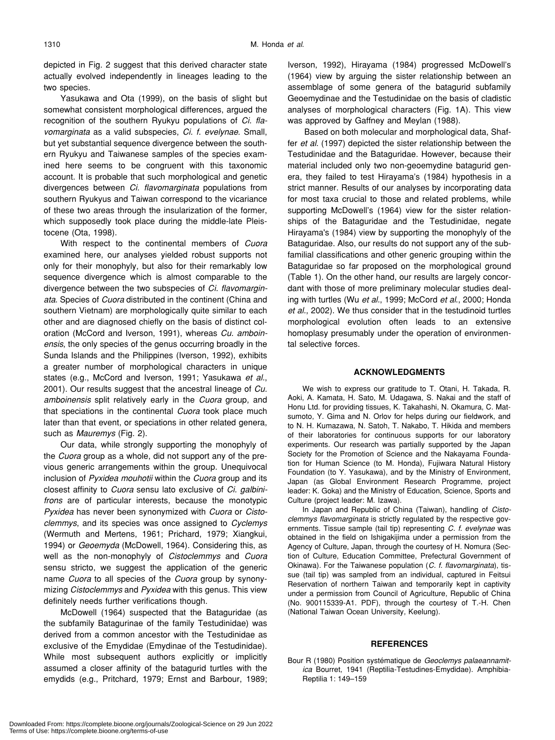depicted in Fig. 2 suggest that this derived character state actually evolved independently in lineages leading to the two species.

Yasukawa and Ota (1999), on the basis of slight but somewhat consistent morphological differences, argued the recognition of the southern Ryukyu populations of *Ci. flavomarginata* as a valid subspecies, *Ci. f. evelynae*. Small, but yet substantial sequence divergence between the southern Ryukyu and Taiwanese samples of the species examined here seems to be congruent with this taxonomic account. It is probable that such morphological and genetic divergences between *Ci. flavomarginata* populations from southern Ryukyus and Taiwan correspond to the vicariance of these two areas through the insularization of the former, which supposedly took place during the middle-late Pleistocene (Ota, 1998).

With respect to the continental members of *Cuora* examined here, our analyses yielded robust supports not only for their monophyly, but also for their remarkably low sequence divergence which is almost comparable to the divergence between the two subspecies of *Ci. flavomarginata*. Species of *Cuora* distributed in the continent (China and southern Vietnam) are morphologically quite similar to each other and are diagnosed chiefly on the basis of distinct coloration (McCord and Iverson, 1991), whereas *Cu. amboinensis*, the only species of the genus occurring broadly in the Sunda Islands and the Philippines (Iverson, 1992), exhibits a greater number of morphological characters in unique states (e.g., McCord and Iverson, 1991; Yasukawa *et al*., 2001). Our results suggest that the ancestral lineage of *Cu. amboinensis* split relatively early in the *Cuora* group, and that speciations in the continental *Cuora* took place much later than that event, or speciations in other related genera, such as *Mauremys* (Fig. 2).

Our data, while strongly supporting the monophyly of the *Cuora* group as a whole, did not support any of the previous generic arrangements within the group. Unequivocal inclusion of *Pyxidea mouhotii* within the *Cuora* group and its closest affinity to *Cuora* sensu lato exclusive of *Ci. galbinifrons* are of particular interests, because the monotypic *Pyxidea* has never been synonymized with *Cuora* or *Cistoclemmys*, and its species was once assigned to *Cyclemys* (Wermuth and Mertens, 1961; Prichard, 1979; Xiangkui, 1994) or *Geoemyda* (McDowell, 1964). Considering this, as well as the non-monophyly of *Cistoclemmys* and *Cuora* sensu stricto, we suggest the application of the generic name *Cuora* to all species of the *Cuora* group by synonymizing *Cistoclemmys* and *Pyxidea* with this genus. This view definitely needs further verifications though.

McDowell (1964) suspected that the Bataguridae (as the subfamily Batagurinae of the family Testudinidae) was derived from a common ancestor with the Testudinidae as exclusive of the Emydidae (Emydinae of the Testudinidae). While most subsequent authors explicitly or implicitly assumed a closer affinity of the batagurid turtles with the emydids (e.g., Pritchard, 1979; Ernst and Barbour, 1989; Iverson, 1992), Hirayama (1984) progressed McDowell's (1964) view by arguing the sister relationship between an assemblage of some genera of the batagurid subfamily Geoemydinae and the Testudinidae on the basis of cladistic analyses of morphological characters (Fig. 1A). This view was approved by Gaffney and Meylan (1988).

Based on both molecular and morphological data, Shaffer *et al*. (1997) depicted the sister relationship between the Testudinidae and the Bataguridae. However, because their material included only two non-geoemydine batagurid genera, they failed to test Hirayama's (1984) hypothesis in a strict manner. Results of our analyses by incorporating data for most taxa crucial to those and related problems, while supporting McDowell's (1964) view for the sister relationships of the Bataguridae and the Testudinidae, negate Hirayama's (1984) view by supporting the monophyly of the Bataguridae. Also, our results do not support any of the subfamilial classifications and other generic grouping within the Bataguridae so far proposed on the morphological ground (Table 1). On the other hand, our results are largely concordant with those of more preliminary molecular studies dealing with turtles (Wu *et al*., 1999; McCord *et al*., 2000; Honda *et al*., 2002). We thus consider that in the testudinoid turtles morphological evolution often leads to an extensive homoplasy presumably under the operation of environmental selective forces.

## ACKNOWLEDGMENTS

We wish to express our gratitude to T. Otani, H. Takada, R. Aoki, A. Kamata, H. Sato, M. Udagawa, S. Nakai and the staff of Honu Ltd. for providing tissues, K. Takahashi, N. Okamura, C. Matsumoto, Y. Gima and N. Orlov for helps during our fieldwork, and to N. H. Kumazawa, N. Satoh, T. Nakabo, T. Hikida and members of their laboratories for continuous supports for our laboratory experiments. Our research was partially supported by the Japan Society for the Promotion of Science and the Nakayama Foundation for Human Science (to M. Honda), Fujiwara Natural History Foundation (to Y. Yasukawa), and by the Ministry of Environment, Japan (as Global Environment Research Programme, project leader: K. Goka) and the Ministry of Education, Science, Sports and Culture (project leader: M. Izawa).

In Japan and Republic of China (Taiwan), handling of *Cistoclemmys flavomarginata* is strictly regulated by the respective governments. Tissue sample (tail tip) representing *C. f. evelynae* was obtained in the field on Ishigakijima under a permission from the Agency of Culture, Japan, through the courtesy of H. Nomura (Section of Culture, Education Committee, Prefectural Government of Okinawa). For the Taiwanese population (*C. f. flavomarginata*), tissue (tail tip) was sampled from an individual, captured in Feitsui Reservation of northern Taiwan and temporarily kept in captivity under a permission from Council of Agriculture, Republic of China (No. 900115339-A1. PDF), through the courtesy of T.-H. Chen (National Taiwan Ocean University, Keelung).

## REFERENCES

Bour R (1980) Position systématique de *Geoclemys palaeannamitica* Bourret, 1941 (Reptilia-Testudines-Emydidae). Amphibia-Reptilia 1: 149–159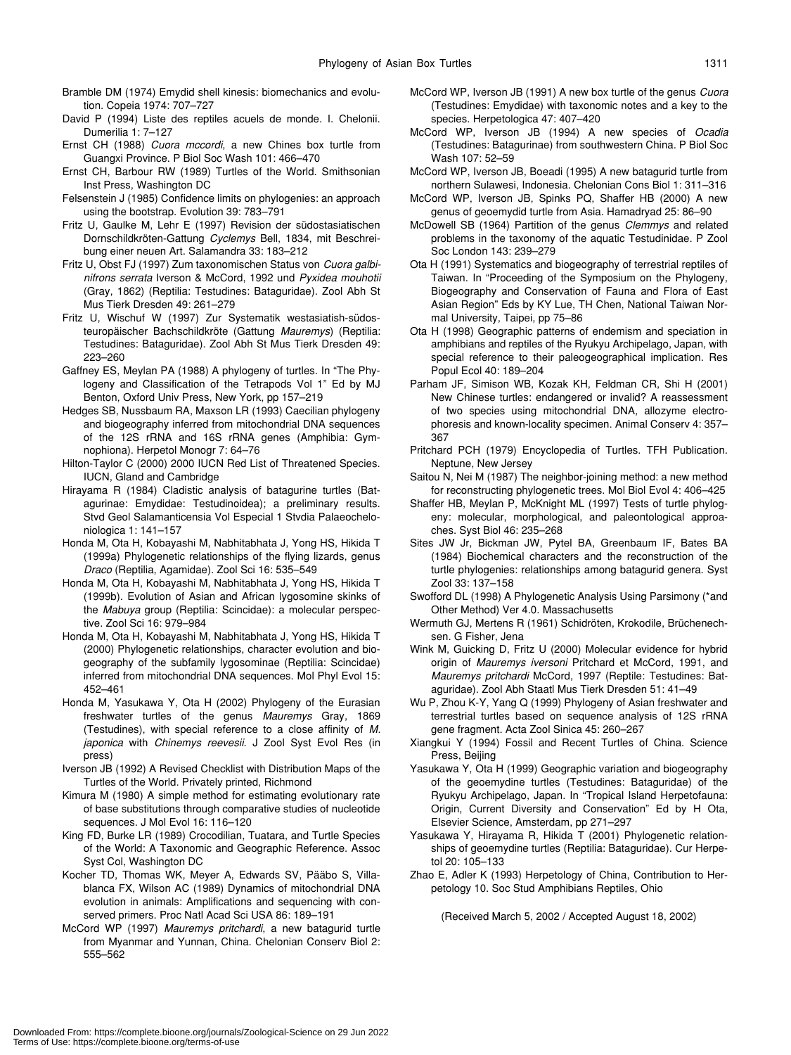Bramble DM (1974) Emydid shell kinesis: biomechanics and evolution. Copeia 1974: 707–727

David P (1994) Liste des reptiles acuels de monde. I. Chelonii. Dumerilia 1: 7–127

Ernst CH (1988) *Cuora mccordi*, a new Chines box turtle from Guangxi Province. P Biol Soc Wash 101: 466–470

Ernst CH, Barbour RW (1989) Turtles of the World. Smithsonian Inst Press, Washington DC

Felsenstein J (1985) Confidence limits on phylogenies: an approach using the bootstrap. Evolution 39: 783–791

Fritz U, Gaulke M, Lehr E (1997) Revision der südostasiatischen Dornschildkröten-Gattung *Cyclemys* Bell, 1834, mit Beschreibung einer neuen Art. Salamandra 33: 183–212

Fritz U, Obst FJ (1997) Zum taxonomischen Status von *Cuora galbinifrons serrata* Iverson & McCord, 1992 und *Pyxidea mouhotii* (Gray, 1862) (Reptilia: Testudines: Bataguridae). Zool Abh St Mus Tierk Dresden 49: 261–279

Fritz U, Wischuf W (1997) Zur Systematik westasiatish-südosteuropäischer Bachschildkröte (Gattung *Mauremys*) (Reptilia: Testudines: Bataguridae). Zool Abh St Mus Tierk Dresden 49: 223–260

Gaffney ES, Meylan PA (1988) A phylogeny of turtles. In "The Phylogeny and Classification of the Tetrapods Vol 1" Ed by MJ Benton, Oxford Univ Press, New York, pp 157–219

Hedges SB, Nussbaum RA, Maxson LR (1993) Caecilian phylogeny and biogeography inferred from mitochondrial DNA sequences of the 12S rRNA and 16S rRNA genes (Amphibia: Gymnophiona). Herpetol Monogr 7: 64–76

Hilton-Taylor C (2000) 2000 IUCN Red List of Threatened Species. IUCN, Gland and Cambridge

Hirayama R (1984) Cladistic analysis of batagurine turtles (Batagurinae: Emydidae: Testudinoidea); a preliminary results. Stvd Geol Salamanticensia Vol Especial 1 Stvdia Palaeochelonio­logica 1: 141–157

Honda M, Ota H, Kobayashi M, Nabhitabhata J, Yong HS, Hikida T (1999a) Phylogenetic relationships of the flying lizards, genus *Draco* (Reptilia, Agamidae). Zool Sci 16: 535–549

Honda M, Ota H, Kobayashi M, Nabhitabhata J, Yong HS, Hikida T (1999b). Evolution of Asian and African lygosomine skinks of the *Mabuya* group (Reptilia: Scincidae): a molecular perspective. Zool Sci 16: 979–984

Honda M, Ota H, Kobayashi M, Nabhitabhata J, Yong HS, Hikida T (2000) Phylogenetic relationships, character evolution and biogeography of the subfamily lygosominae (Reptilia: Scincidae) inferred from mitochondrial DNA sequences. Mol Phyl Evol 15: 452–461

Honda M, Yasukawa Y, Ota H (2002) Phylogeny of the Eurasian freshwater turtles of the genus *Mauremys* Gray, 1869 (Testudines), with special reference to a close affinity of *M. japonica* with *Chinemys reevesii*. J Zool Syst Evol Res (in press)

Iverson JB (1992) A Revised Checklist with Distribution Maps of the Turtles of the World. Privately printed, Richmond

Kimura M (1980) A simple method for estimating evolutionary rate of base substitutions through comparative studies of nucleotide sequences. J Mol Evol 16: 116–120

King FD, Burke LR (1989) Crocodilian, Tuatara, and Turtle Species of the World: A Taxonomic and Geographic Reference. Assoc Syst Col, Washington DC

Kocher TD, Thomas WK, Meyer A, Edwards SV, Pääbo S, Villablanca FX, Wilson AC (1989) Dynamics of mitochondrial DNA evolution in animals: Amplifications and sequencing with conserved primers. Proc Natl Acad Sci USA 86: 189–191

McCord WP (1997) *Mauremys pritchardi*, a new batagurid turtle from Myanmar and Yunnan, China. Chelonian Conserv Biol 2: 555–562

McCord WP, Iverson JB (1991) A new box turtle of the genus *Cuora* (Testudines: Emydidae) with taxonomic notes and a key to the species. Herpetologica 47: 407–420

McCord WP, Iverson JB (1994) A new species of *Ocadia* (Testudines: Batagurinae) from southwestern China. P Biol Soc Wash 107: 52–59

McCord WP, Iverson JB, Boeadi (1995) A new batagurid turtle from northern Sulawesi, Indonesia. Chelonian Cons Biol 1: 311–316

McCord WP, Iverson JB, Spinks PQ, Shaffer HB (2000) A new genus of geoemydid turtle from Asia. Hamadryad 25: 86–90

McDowell SB (1964) Partition of the genus *Clemmys* and related problems in the taxonomy of the aquatic Testudinidae. P Zool Soc London 143: 239–279

Ota H (1991) Systematics and biogeography of terrestrial reptiles of Taiwan. In "Proceeding of the Symposium on the Phylogeny, Biogeography and Conservation of Fauna and Flora of East Asian Region" Eds by KY Lue, TH Chen, National Taiwan Normal University, Taipei, pp 75–86

Ota H (1998) Geographic patterns of endemism and speciation in amphibians and reptiles of the Ryukyu Archipelago, Japan, with special reference to their paleogeographical implication. Res Popul Ecol 40: 189–204

Parham JF, Simison WB, Kozak KH, Feldman CR, Shi H (2001) New Chinese turtles: endangered or invalid? A reassessment of two species using mitochondrial DNA, allozyme electrophoresis and known-locality specimen. Animal Conserv 4: 357–367

Pritchard PCH (1979) Encyclopedia of Turtles. TFH Publication. Neptune, New Jersey

Saitou N, Nei M (1987) The neighbor-joining method: a new method for reconstructing phylogenetic trees. Mol Biol Evol 4: 406–425

Shaffer HB, Meylan P, McKnight ML (1997) Tests of turtle phylogeny: molecular, morphological, and paleontological approaches. Syst Biol 46: 235–268

Sites JW Jr, Bickman JW, Pytel BA, Greenbaum IF, Bates BA (1984) Biochemical characters and the reconstruction of the turtle phylogenies: relationships among batagurid genera. Syst Zool 33: 137–158

Swofford DL (1998) A Phylogenetic Analysis Using Parsimony (*and Other Method) Ver 4.0. Massachusetts

Wermuth GJ, Mertens R (1961) Schidröten, Krokodile, Brüchenechsen. G Fisher, Jena

Wink M, Guicking D, Fritz U (2000) Molecular evidence for hybrid origin of *Mauremys iversoni* Pritchard et McCord, 1991, and *Mauremys pritchardi* McCord, 1997 (Reptile: Testudines: Bataguridae). Zool Abh Staatl Mus Tierk Dresden 51: 41–49

Wu P, Zhou K-Y, Yang Q (1999) Phylogeny of Asian freshwater and terrestrial turtles based on sequence analysis of 12S rRNA gene fragment. Acta Zool Sinica 45: 260–267

Xiangkui Y (1994) Fossil and Recent Turtles of China. Science Press, Beijing

Yasukawa Y, Ota H (1999) Geographic variation and biogeography of the geoemydine turtles (Testudines: Bataguridae) of the Ryukyu Archipelago, Japan. In "Tropical Island Herpetofauna: Origin, Current Diversity and Conservation" Ed by H Ota, Elsevier Science, Amsterdam, pp 271–297

Yasukawa Y, Hirayama R, Hikida T (2001) Phylogenetic relationships of geoemydine turtles (Reptilia: Bataguridae). Cur Herpetol 20: 105–133

Zhao E, Adler K (1993) Herpetology of China, Contribution to Herpetology 10. Soc Stud Amphibians Reptiles, Ohio

(Received March 5, 2002 / Accepted August 18, 2002)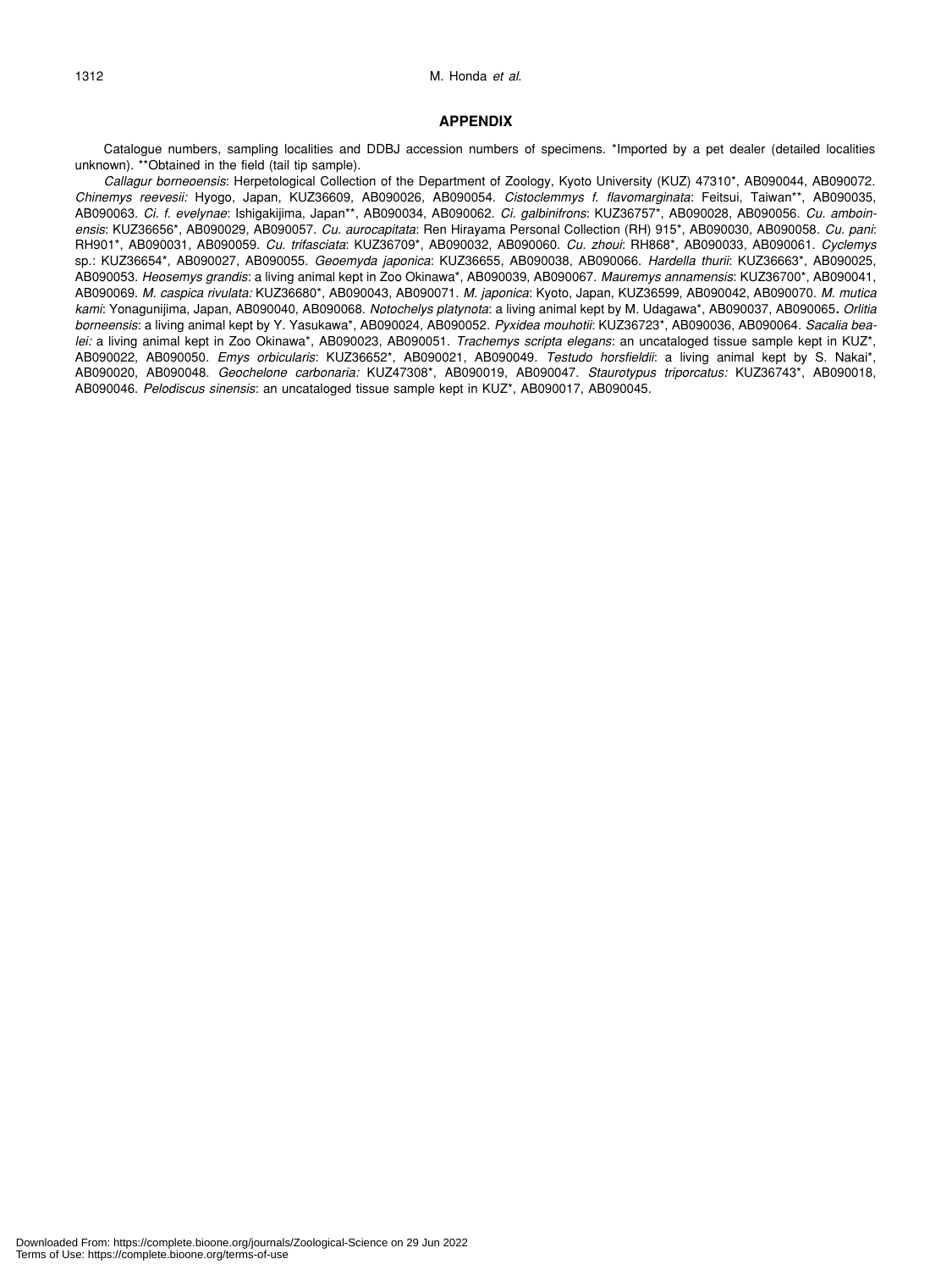## APPENDIX

Catalogue numbers, sampling localities and DDBJ accession numbers of specimens. *Imported by a pet dealer (detailed localities unknown). **Obtained in the field (tail tip sample).

*Callagur borneoensis*: Herpetological Collection of the Department of Zoology, Kyoto University (KUZ) 47310*, AB090044, AB090072. *Chinemys reevesii:* Hyogo, Japan, KUZ36609, AB090026, AB090054. *Cistoclemmys f. flavomarginata*: Feitsui, Taiwan**, AB090035, AB090063. *Ci. f. evelynae*: Ishigakijima, Japan**, AB090034, AB090062. *Ci. galbinifrons*: KUZ36757*, AB090028, AB090056. *Cu. amboinensis*: KUZ36656*, AB090029, AB090057. *Cu. aurocapitata*: Ren Hirayama Personal Collection (RH) 915*, AB090030, AB090058. *Cu. pani*: RH901*, AB090031, AB090059. *Cu. trifasciata*: KUZ36709*, AB090032, AB090060. *Cu. zhoui*: RH868*, AB090033, AB090061. *Cyclemys* sp.: KUZ36654*, AB090027, AB090055. *Geoemyda japonica*: KUZ36655, AB090038, AB090066. *Hardella thurii*: KUZ36663*, AB090025, AB090053. *Heosemys grandis*: a living animal kept in Zoo Okinawa*, AB090039, AB090067. *Mauremys annamensis*: KUZ36700*, AB090041, AB090069. *M. caspica rivulata:* KUZ36680*, AB090043, AB090071. *M. japonica*: Kyoto, Japan, KUZ36599, AB090042, AB090070. *M. mutica kami*: Yonagunijima, Japan, AB090040, AB090068. *Notochelys platynota*: a living animal kept by M. Udagawa*, AB090037, AB090065. *Orlitia borneensis*: a living animal kept by Y. Yasukawa*, AB090024, AB090052. *Pyxidea mouhotii*: KUZ36723*, AB090036, AB090064. *Sacalia bealei:* a living animal kept in Zoo Okinawa*, AB090023, AB090051. *Trachemys scripta elegans*: an uncataloged tissue sample kept in KUZ*, AB090022, AB090050. *Emys orbicularis*: KUZ36652*, AB090021, AB090049. *Testudo horsfieldii*: a living animal kept by S. Nakai*, AB090020, AB090048. *Geochelone carbonaria:* KUZ47308*, AB090019, AB090047. *Staurotypus triporcatus:* KUZ36743*, AB090018, AB090046. *Pelodiscus sinensis*: an uncataloged tissue sample kept in KUZ*, AB090017, AB090045.